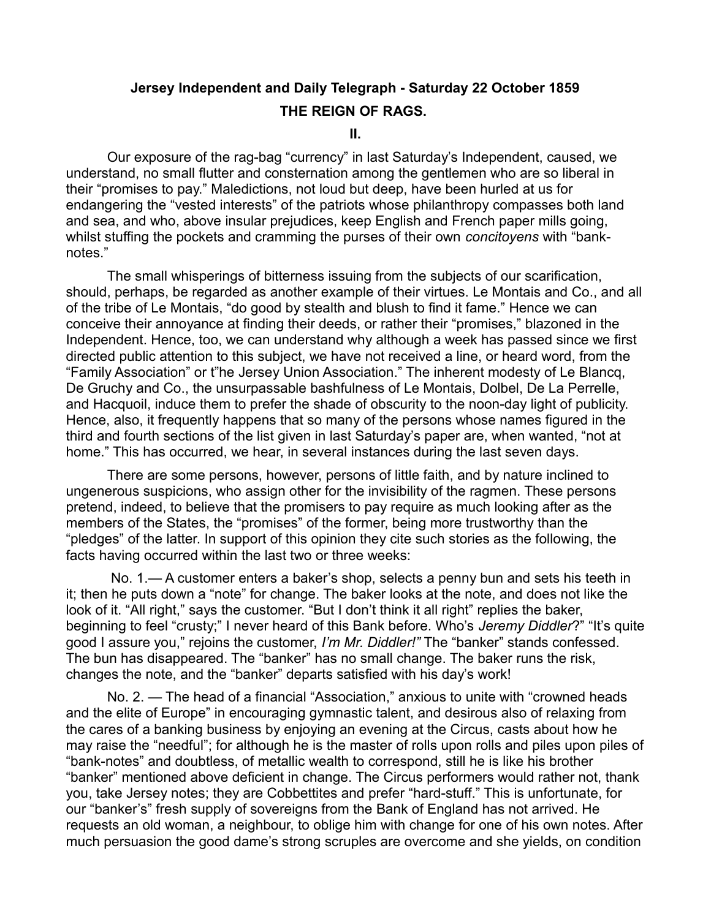**Jersey Independent and Daily Telegraph - Saturday 22 October 1859**

**THE REIGN OF RAGS.**

**II.**

Our exposure of the rag-bag "currency" in last Saturday's Independent, caused, we understand, no small flutter and consternation among the gentlemen who are so liberal in their "promises to pay." Maledictions, not loud but deep, have been hurled at us for endangering the "vested interests" of the patriots whose philanthropy compasses both land and sea, and who, above insular prejudices, keep English and French paper mills going, whilst stuffing the pockets and cramming the purses of their own *concitoyens* with "bank-notes."

The small whisperings of bitterness issuing from the subjects of our scarification, should, perhaps, be regarded as another example of their virtues. Le Montais and Co., and all of the tribe of Le Montais, "do good by stealth and blush to find it fame." Hence we can conceive their annoyance at finding their deeds, or rather their "promises," blazoned in the Independent. Hence, too, we can understand why although a week has passed since we first directed public attention to this subject, we have not received a line, or heard word, from the "Family Association" or t"he Jersey Union Association." The inherent modesty of Le Blancq, De Gruchy and Co., the unsurpassable bashfulness of Le Montais, Dolbel, De La Perrelle, and Hacquoil, induce them to prefer the shade of obscurity to the noon-day light of publicity. Hence, also, it frequently happens that so many of the persons whose names figured in the third and fourth sections of the list given in last Saturday's paper are, when wanted, "not at home." This has occurred, we hear, in several instances during the last seven days.

There are some persons, however, persons of little faith, and by nature inclined to ungenerous suspicions, who assign other for the invisibility of the ragmen. These persons pretend, indeed, to believe that the promisers to pay require as much looking after as the members of the States, the "promises" of the former, being more trustworthy than the "pledges" of the latter. In support of this opinion they cite such stories as the following, the facts having occurred within the last two or three weeks:

No. 1.— A customer enters a baker's shop, selects a penny bun and sets his teeth in it; then he puts down a "note" for change. The baker looks at the note, and does not like the look of it. "All right," says the customer. "But I don't think it all right" replies the baker, beginning to feel "crusty;" I never heard of this Bank before. Who's *Jeremy Diddler*?" "It's quite good I assure you," rejoins the customer, *I'm Mr. Diddler!"* The "banker" stands confessed. The bun has disappeared. The "banker" has no small change. The baker runs the risk, changes the note, and the "banker" departs satisfied with his day's work!

No. 2. — The head of a financial "Association," anxious to unite with "crowned heads and the elite of Europe" in encouraging gymnastic talent, and desirous also of relaxing from the cares of a banking business by enjoying an evening at the Circus, casts about how he may raise the "needful"; for although he is the master of rolls upon rolls and piles upon piles of "bank-notes" and doubtless, of metallic wealth to correspond, still he is like his brother "banker" mentioned above deficient in change. The Circus performers would rather not, thank you, take Jersey notes; they are Cobbettites and prefer "hard-stuff." This is unfortunate, for our "banker's" fresh supply of sovereigns from the Bank of England has not arrived. He requests an old woman, a neighbour, to oblige him with change for one of his own notes. After much persuasion the good dame's strong scruples are overcome and she yields, on condition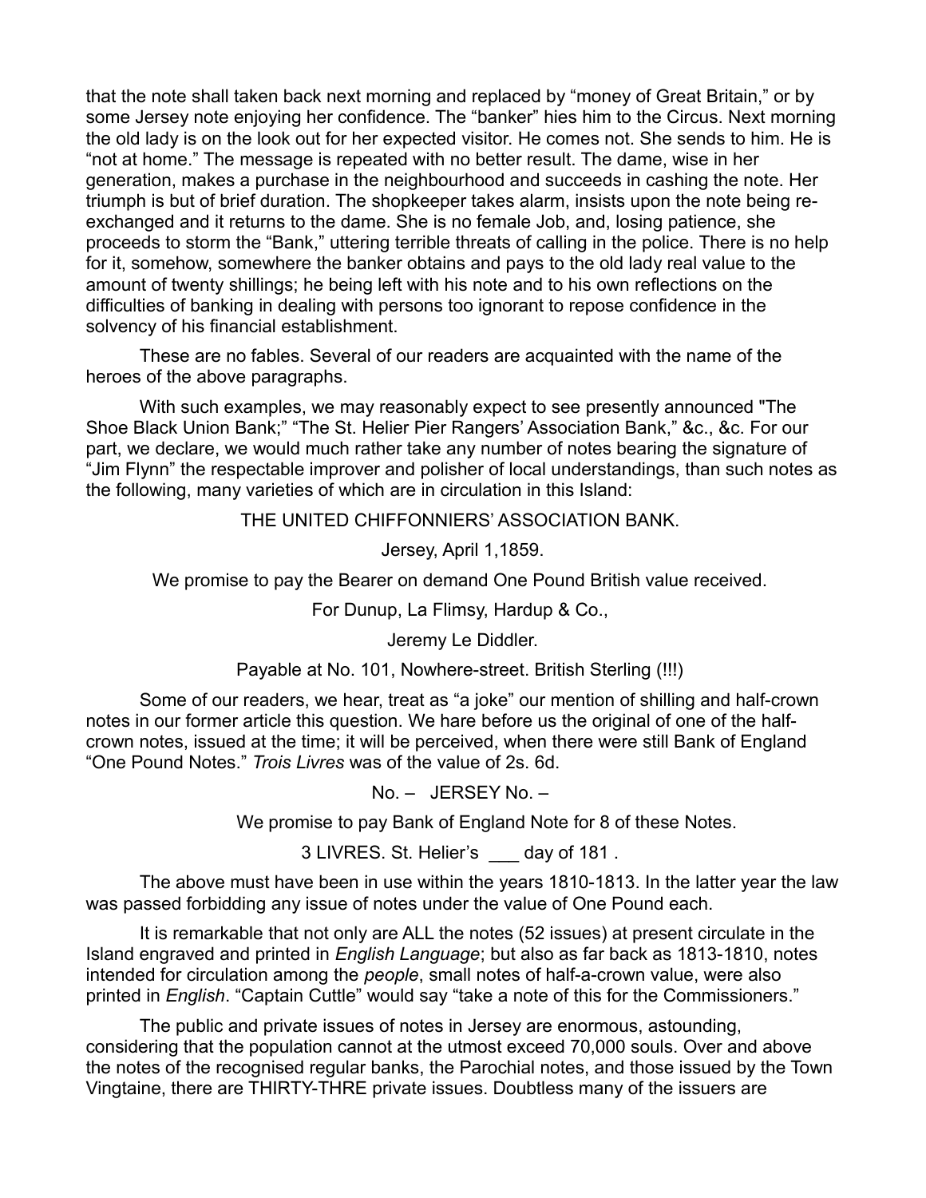that the note shall taken back next morning and replaced by "money of Great Britain," or by some Jersey note enjoying her confidence. The "banker" hies him to the Circus. Next morning the old lady is on the look out for her expected visitor. He comes not. She sends to him. He is "not at home." The message is repeated with no better result. The dame, wise in her generation, makes a purchase in the neighbourhood and succeeds in cashing the note. Her triumph is but of brief duration. The shopkeeper takes alarm, insists upon the note being re-exchanged and it returns to the dame. She is no female Job, and, losing patience, she proceeds to storm the "Bank," uttering terrible threats of calling in the police. There is no help for it, somehow, somewhere the banker obtains and pays to the old lady real value to the amount of twenty shillings; he being left with his note and to his own reflections on the difficulties of banking in dealing with persons too ignorant to repose confidence in the solvency of his financial establishment.

These are no fables. Several of our readers are acquainted with the name of the heroes of the above paragraphs.

With such examples, we may reasonably expect to see presently announced "The Shoe Black Union Bank;" "The St. Helier Pier Rangers' Association Bank," &c., &c. For our part, we declare, we would much rather take any number of notes bearing the signature of "Jim Flynn" the respectable improver and polisher of local understandings, than such notes as the following, many varieties of which are in circulation in this Island:

THE UNITED CHIFFONNIERS' ASSOCIATION BANK.

Jersey, April 1,1859.

We promise to pay the Bearer on demand One Pound British value received.

For Dunup, La Flimsy, Hardup & Co.,

Jeremy Le Diddler.

Payable at No. 101, Nowhere-street. British Sterling (!!!)

Some of our readers, we hear, treat as "a joke" our mention of shilling and half-crown notes in our former article this question. We hare before us the original of one of the half-crown notes, issued at the time; it will be perceived, when there were still Bank of England "One Pound Notes." *Trois Livres* was of the value of 2s. 6d.

No. – JERSEY No. –

We promise to pay Bank of England Note for 8 of these Notes.

3 LIVRES. St. Helier's ___ day of 181 .

The above must have been in use within the years 1810-1813. In the latter year the law was passed forbidding any issue of notes under the value of One Pound each.

It is remarkable that not only are ALL the notes (52 issues) at present circulate in the Island engraved and printed in *English Language*; but also as far back as 1813-1810, notes intended for circulation among the *people*, small notes of half-a-crown value, were also printed in *English*. "Captain Cuttle" would say "take a note of this for the Commissioners."

The public and private issues of notes in Jersey are enormous, astounding, considering that the population cannot at the utmost exceed 70,000 souls. Over and above the notes of the recognised regular banks, the Parochial notes, and those issued by the Town Vingtaine, there are THIRTY-THREE private issues. Doubtless many of the issuers are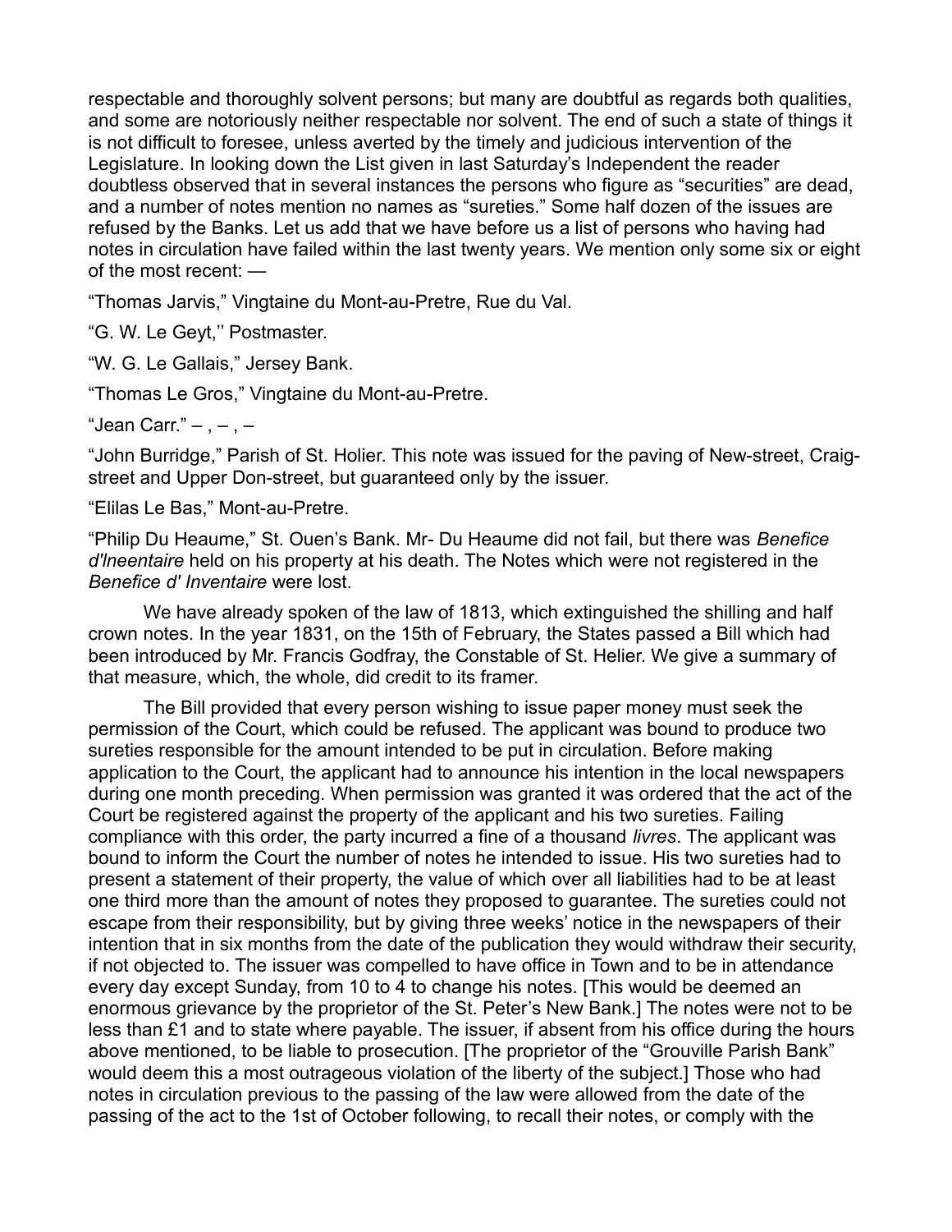respectable and thoroughly solvent persons; but many are doubtful as regards both qualities, and some are notoriously neither respectable nor solvent. The end of such a state of things it is not difficult to foresee, unless averted by the timely and judicious intervention of the Legislature. In looking down the List given in last Saturday's Independent the reader doubtless observed that in several instances the persons who figure as "securities" are dead, and a number of notes mention no names as "sureties." Some half dozen of the issues are refused by the Banks. Let us add that we have before us a list of persons who having had notes in circulation have failed within the last twenty years. We mention only some six or eight of the most recent: —

"Thomas Jarvis," Vingtaine du Mont-au-Pretre, Rue du Val.

"G. W. Le Geyt,'' Postmaster.

"W. G. Le Gallais," Jersey Bank.

"Thomas Le Gros," Vingtaine du Mont-au-Pretre.

"Jean Carr." – , – , –

"John Burridge," Parish of St. Holier. This note was issued for the paving of New-street, Craig-street and Upper Don-street, but guaranteed only by the issuer.

"Elilas Le Bas," Mont-au-Pretre.

"Philip Du Heaume," St. Ouen's Bank. Mr- Du Heaume did not fail, but there was *Benefice d'Ineentaire* held on his property at his death. The Notes which were not registered in the *Benefice d' Inventaire* were lost.

We have already spoken of the law of 1813, which extinguished the shilling and half crown notes. In the year 1831, on the 15th of February, the States passed a Bill which had been introduced by Mr. Francis Godfray, the Constable of St. Helier. We give a summary of that measure, which, the whole, did credit to its framer.

The Bill provided that every person wishing to issue paper money must seek the permission of the Court, which could be refused. The applicant was bound to produce two sureties responsible for the amount intended to be put in circulation. Before making application to the Court, the applicant had to announce his intention in the local newspapers during one month preceding. When permission was granted it was ordered that the act of the Court be registered against the property of the applicant and his two sureties. Failing compliance with this order, the party incurred a fine of a thousand *livres*. The applicant was bound to inform the Court the number of notes he intended to issue. His two sureties had to present a statement of their property, the value of which over all liabilities had to be at least one third more than the amount of notes they proposed to guarantee. The sureties could not escape from their responsibility, but by giving three weeks' notice in the newspapers of their intention that in six months from the date of the publication they would withdraw their security, if not objected to. The issuer was compelled to have office in Town and to be in attendance every day except Sunday, from 10 to 4 to change his notes. [This would be deemed an enormous grievance by the proprietor of the St. Peter's New Bank.] The notes were not to be less than £1 and to state where payable. The issuer, if absent from his office during the hours above mentioned, to be liable to prosecution. [The proprietor of the "Grouville Parish Bank" would deem this a most outrageous violation of the liberty of the subject.] Those who had notes in circulation previous to the passing of the law were allowed from the date of the passing of the act to the 1st of October following, to recall their notes, or comply with the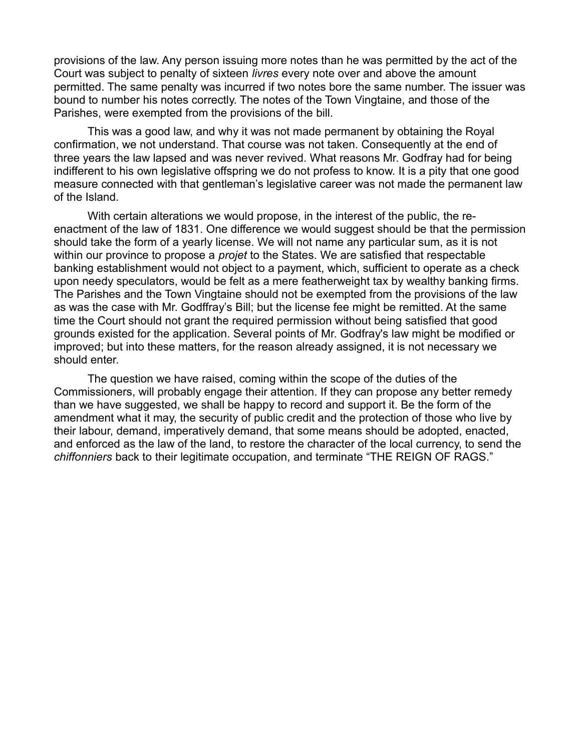provisions of the law. Any person issuing more notes than he was permitted by the act of the Court was subject to penalty of sixteen *livres* every note over and above the amount permitted. The same penalty was incurred if two notes bore the same number. The issuer was bound to number his notes correctly. The notes of the Town Vingtaine, and those of the Parishes, were exempted from the provisions of the bill.

This was a good law, and why it was not made permanent by obtaining the Royal confirmation, we not understand. That course was not taken. Consequently at the end of three years the law lapsed and was never revived. What reasons Mr. Godfray had for being indifferent to his own legislative offspring we do not profess to know. It is a pity that one good measure connected with that gentleman's legislative career was not made the permanent law of the Island.

With certain alterations we would propose, in the interest of the public, the re-enactment of the law of 1831. One difference we would suggest should be that the permission should take the form of a yearly license. We will not name any particular sum, as it is not within our province to propose a *projet* to the States. We are satisfied that respectable banking establishment would not object to a payment, which, sufficient to operate as a check upon needy speculators, would be felt as a mere featherweight tax by wealthy banking firms. The Parishes and the Town Vingtaine should not be exempted from the provisions of the law as was the case with Mr. Godffray's Bill; but the license fee might be remitted. At the same time the Court should not grant the required permission without being satisfied that good grounds existed for the application. Several points of Mr. Godfray's law might be modified or improved; but into these matters, for the reason already assigned, it is not necessary we should enter.

The question we have raised, coming within the scope of the duties of the Commissioners, will probably engage their attention. If they can propose any better remedy than we have suggested, we shall be happy to record and support it. Be the form of the amendment what it may, the security of public credit and the protection of those who live by their labour, demand, imperatively demand, that some means should be adopted, enacted, and enforced as the law of the land, to restore the character of the local currency, to send the *chiffonniers* back to their legitimate occupation, and terminate "THE REIGN OF RAGS."